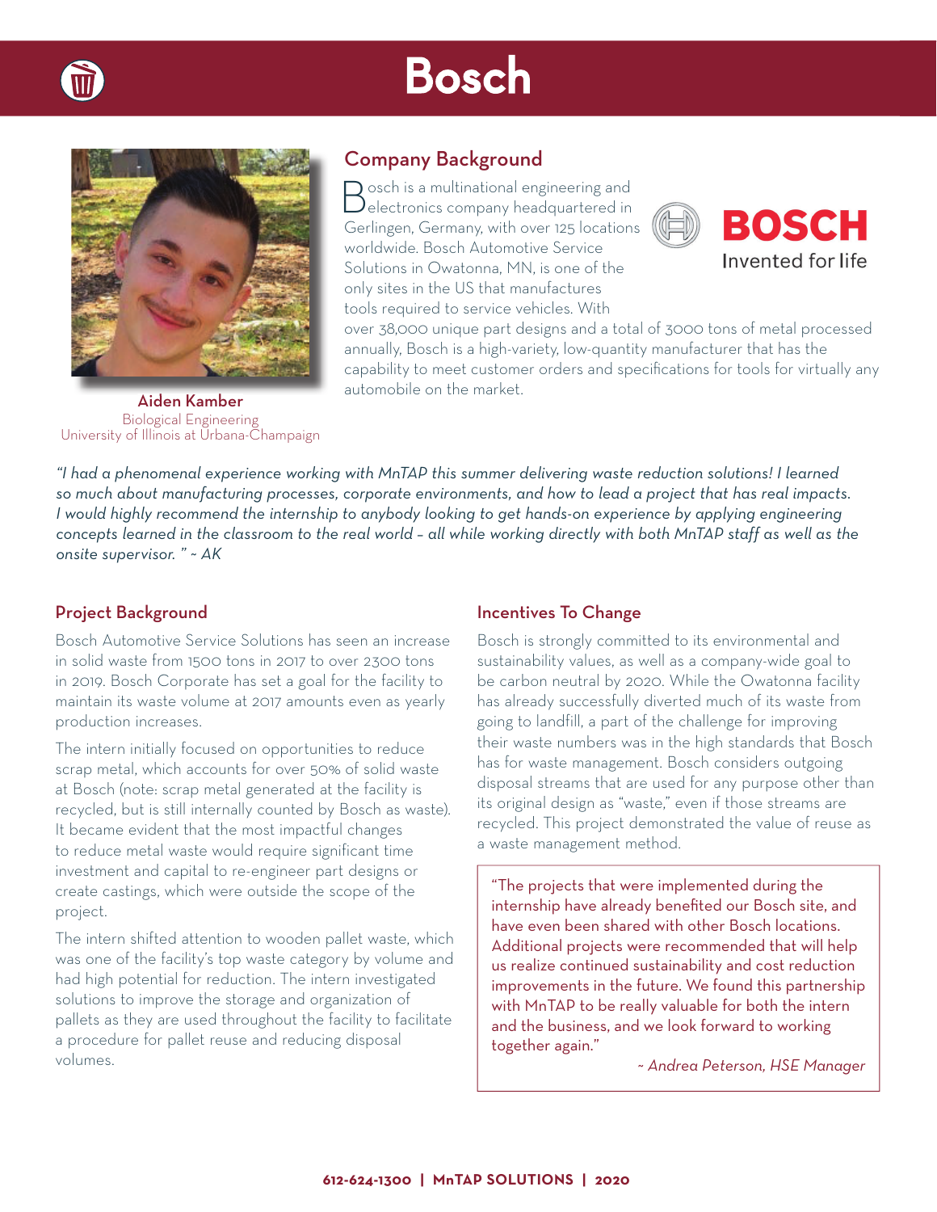# Bosch

Aiden Kamber
Biological Engineering
University of Illinois at Urbana-Champaign

## Company Background

Bosch is a multinational engineering and electronics company headquartered in Gerlingen, Germany, with over 125 locations worldwide. Bosch Automotive Service Solutions in Owatonna, MN, is one of the only sites in the US that manufactures tools required to service vehicles. With over 38,000 unique part designs and a total of 3000 tons of metal processed annually, Bosch is a high-variety, low-quantity manufacturer that has the capability to meet customer orders and specifications for tools for virtually any automobile on the market.

BOSCH
Invented for life

*"I had a phenomenal experience working with MnTAP this summer delivering waste reduction solutions! I learned so much about manufacturing processes, corporate environments, and how to lead a project that has real impacts. I would highly recommend the internship to anybody looking to get hands-on experience by applying engineering concepts learned in the classroom to the real world – all while working directly with both MnTAP staff as well as the onsite supervisor. " ~ AK*

## Project Background

Bosch Automotive Service Solutions has seen an increase in solid waste from 1500 tons in 2017 to over 2300 tons in 2019. Bosch Corporate has set a goal for the facility to maintain its waste volume at 2017 amounts even as yearly production increases.

The intern initially focused on opportunities to reduce scrap metal, which accounts for over 50% of solid waste at Bosch (note: scrap metal generated at the facility is recycled, but is still internally counted by Bosch as waste). It became evident that the most impactful changes to reduce metal waste would require significant time investment and capital to re-engineer part designs or create castings, which were outside the scope of the project.

The intern shifted attention to wooden pallet waste, which was one of the facility's top waste category by volume and had high potential for reduction. The intern investigated solutions to improve the storage and organization of pallets as they are used throughout the facility to facilitate a procedure for pallet reuse and reducing disposal volumes.

## Incentives To Change

Bosch is strongly committed to its environmental and sustainability values, as well as a company-wide goal to be carbon neutral by 2020. While the Owatonna facility has already successfully diverted much of its waste from going to landfill, a part of the challenge for improving their waste numbers was in the high standards that Bosch has for waste management. Bosch considers outgoing disposal streams that are used for any purpose other than its original design as "waste," even if those streams are recycled. This project demonstrated the value of reuse as a waste management method.

> "The projects that were implemented during the internship have already benefited our Bosch site, and have even been shared with other Bosch locations. Additional projects were recommended that will help us realize continued sustainability and cost reduction improvements in the future. We found this partnership with MnTAP to be really valuable for both the intern and the business, and we look forward to working together again."
>
> *~ Andrea Peterson, HSE Manager*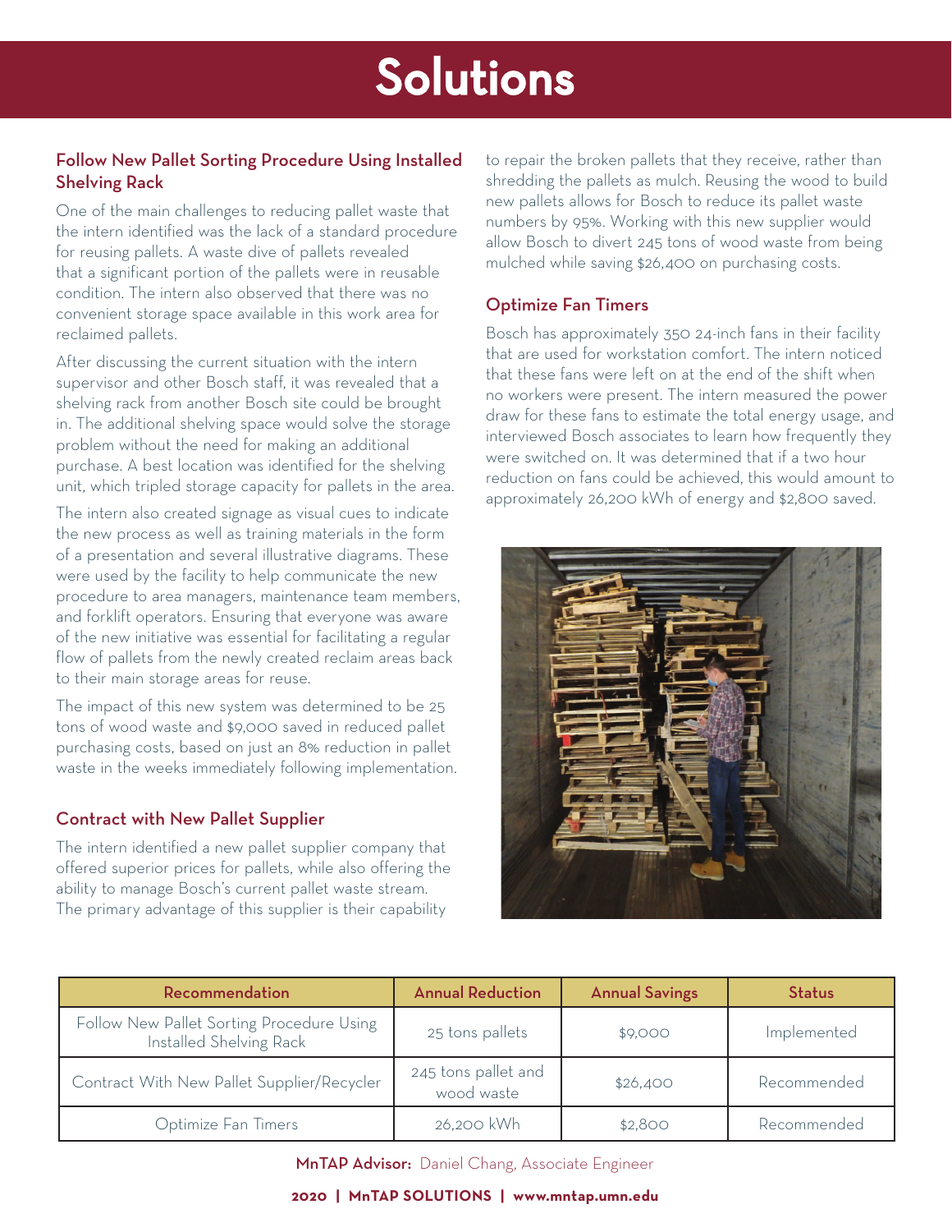# Solutions

### Follow New Pallet Sorting Procedure Using Installed Shelving Rack

One of the main challenges to reducing pallet waste that the intern identified was the lack of a standard procedure for reusing pallets. A waste dive of pallets revealed that a significant portion of the pallets were in reusable condition. The intern also observed that there was no convenient storage space available in this work area for reclaimed pallets.

After discussing the current situation with the intern supervisor and other Bosch staff, it was revealed that a shelving rack from another Bosch site could be brought in. The additional shelving space would solve the storage problem without the need for making an additional purchase. A best location was identified for the shelving unit, which tripled storage capacity for pallets in the area.

The intern also created signage as visual cues to indicate the new process as well as training materials in the form of a presentation and several illustrative diagrams. These were used by the facility to help communicate the new procedure to area managers, maintenance team members, and forklift operators. Ensuring that everyone was aware of the new initiative was essential for facilitating a regular flow of pallets from the newly created reclaim areas back to their main storage areas for reuse.

The impact of this new system was determined to be 25 tons of wood waste and $9,000 saved in reduced pallet purchasing costs, based on just an 8% reduction in pallet waste in the weeks immediately following implementation.

### Contract with New Pallet Supplier

The intern identified a new pallet supplier company that offered superior prices for pallets, while also offering the ability to manage Bosch's current pallet waste stream. The primary advantage of this supplier is their capability to repair the broken pallets that they receive, rather than shredding the pallets as mulch. Reusing the wood to build new pallets allows for Bosch to reduce its pallet waste numbers by 95%. Working with this new supplier would allow Bosch to divert 245 tons of wood waste from being mulched while saving $26,400 on purchasing costs.

### Optimize Fan Timers

Bosch has approximately 350 24-inch fans in their facility that are used for workstation comfort. The intern noticed that these fans were left on at the end of the shift when no workers were present. The intern measured the power draw for these fans to estimate the total energy usage, and interviewed Bosch associates to learn how frequently they were switched on. It was determined that if a two hour reduction on fans could be achieved, this would amount to approximately 26,200 kWh of energy and $2,800 saved.

| Recommendation | Annual Reduction | Annual Savings | Status |
|---|---|---|---|
| Follow New Pallet Sorting Procedure Using Installed Shelving Rack | 25 tons pallets | $9,000 | Implemented |
| Contract With New Pallet Supplier/Recycler | 245 tons pallet and wood waste | $26,400 | Recommended |
| Optimize Fan Timers | 26,200 kWh | $2,800 | Recommended |

**MnTAP Advisor:** Daniel Chang, Associate Engineer

**2020 | MnTAP SOLUTIONS | www.mntap.umn.edu**